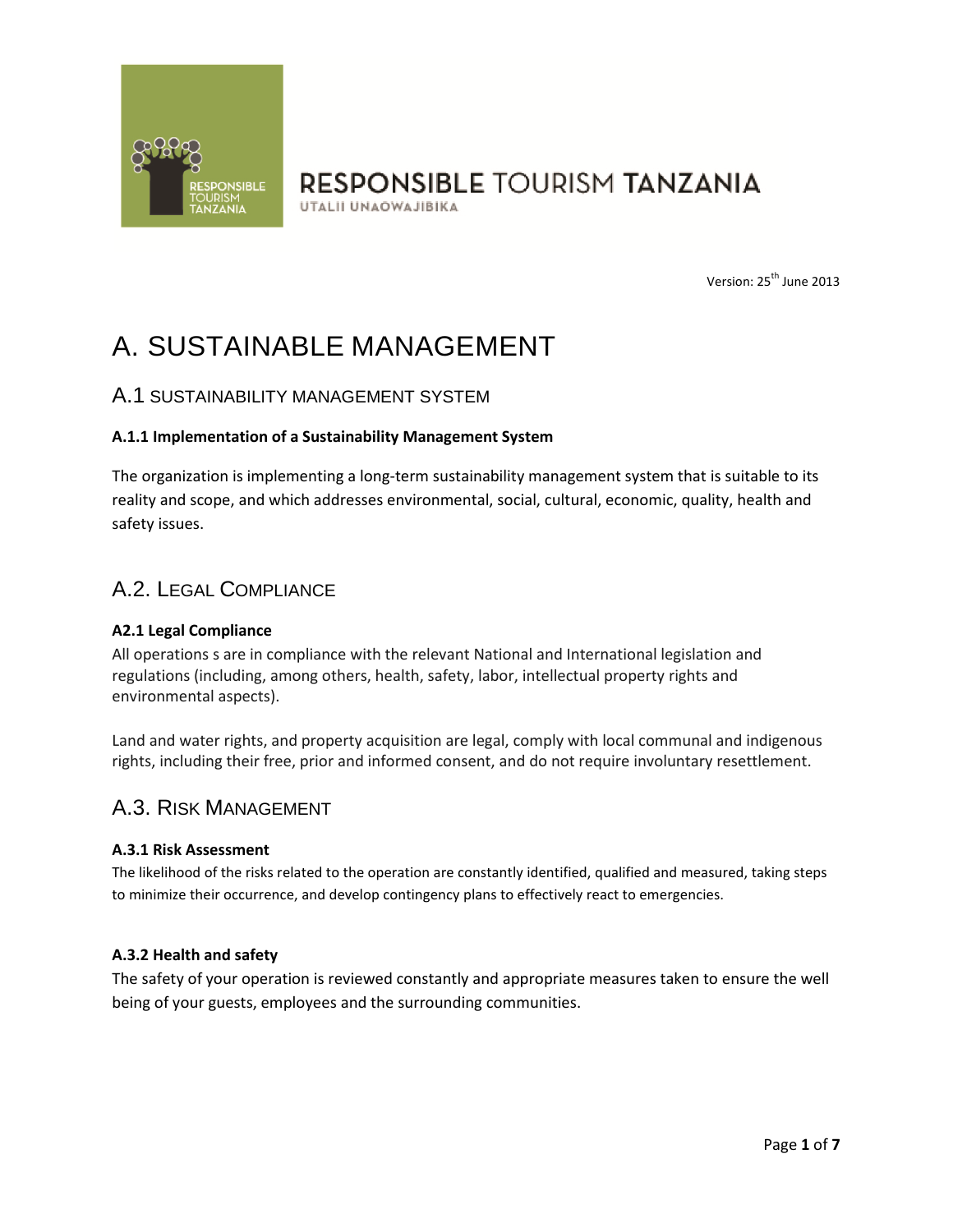RESPONSIBLE TOURISM TANZANIA

UTALII UNAOWAJIBIKA

Version: 25th June 2013

# A. SUSTAINABLE MANAGEMENT

## A.1 SUSTAINABILITY MANAGEMENT SYSTEM

### A.1.1 Implementation of a Sustainability Management System

The organization is implementing a long-term sustainability management system that is suitable to its reality and scope, and which addresses environmental, social, cultural, economic, quality, health and safety issues.

## A.2. LEGAL COMPLIANCE

### A2.1 Legal Compliance

All operations s are in compliance with the relevant National and International legislation and regulations (including, among others, health, safety, labor, intellectual property rights and environmental aspects).

Land and water rights, and property acquisition are legal, comply with local communal and indigenous rights, including their free, prior and informed consent, and do not require involuntary resettlement.

## A.3. RISK MANAGEMENT

### A.3.1 Risk Assessment

The likelihood of the risks related to the operation are constantly identified, qualified and measured, taking steps to minimize their occurrence, and develop contingency plans to effectively react to emergencies.

### A.3.2 Health and safety

The safety of your operation is reviewed constantly and appropriate measures taken to ensure the well being of your guests, employees and the surrounding communities.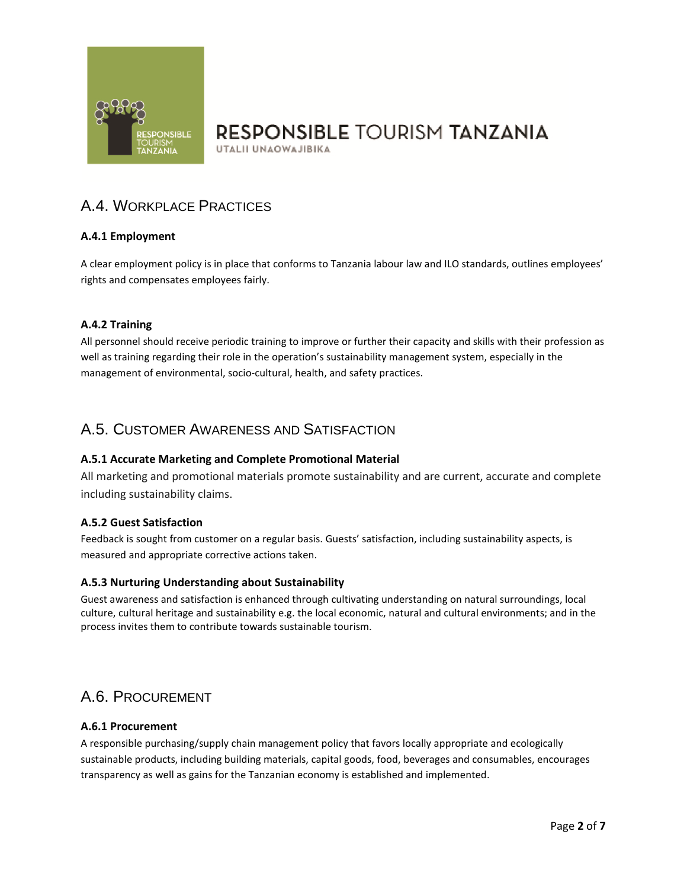## A.4. Workplace Practices

### A.4.1 Employment

A clear employment policy is in place that conforms to Tanzania labour law and ILO standards, outlines employees' rights and compensates employees fairly.

### A.4.2 Training

All personnel should receive periodic training to improve or further their capacity and skills with their profession as well as training regarding their role in the operation's sustainability management system, especially in the management of environmental, socio-cultural, health, and safety practices.

## A.5. Customer Awareness and Satisfaction

### A.5.1 Accurate Marketing and Complete Promotional Material

All marketing and promotional materials promote sustainability and are current, accurate and complete including sustainability claims.

### A.5.2 Guest Satisfaction

Feedback is sought from customer on a regular basis. Guests' satisfaction, including sustainability aspects, is measured and appropriate corrective actions taken.

### A.5.3 Nurturing Understanding about Sustainability

Guest awareness and satisfaction is enhanced through cultivating understanding on natural surroundings, local culture, cultural heritage and sustainability e.g. the local economic, natural and cultural environments; and in the process invites them to contribute towards sustainable tourism.

## A.6. Procurement

### A.6.1 Procurement

A responsible purchasing/supply chain management policy that favors locally appropriate and ecologically sustainable products, including building materials, capital goods, food, beverages and consumables, encourages transparency as well as gains for the Tanzanian economy is established and implemented.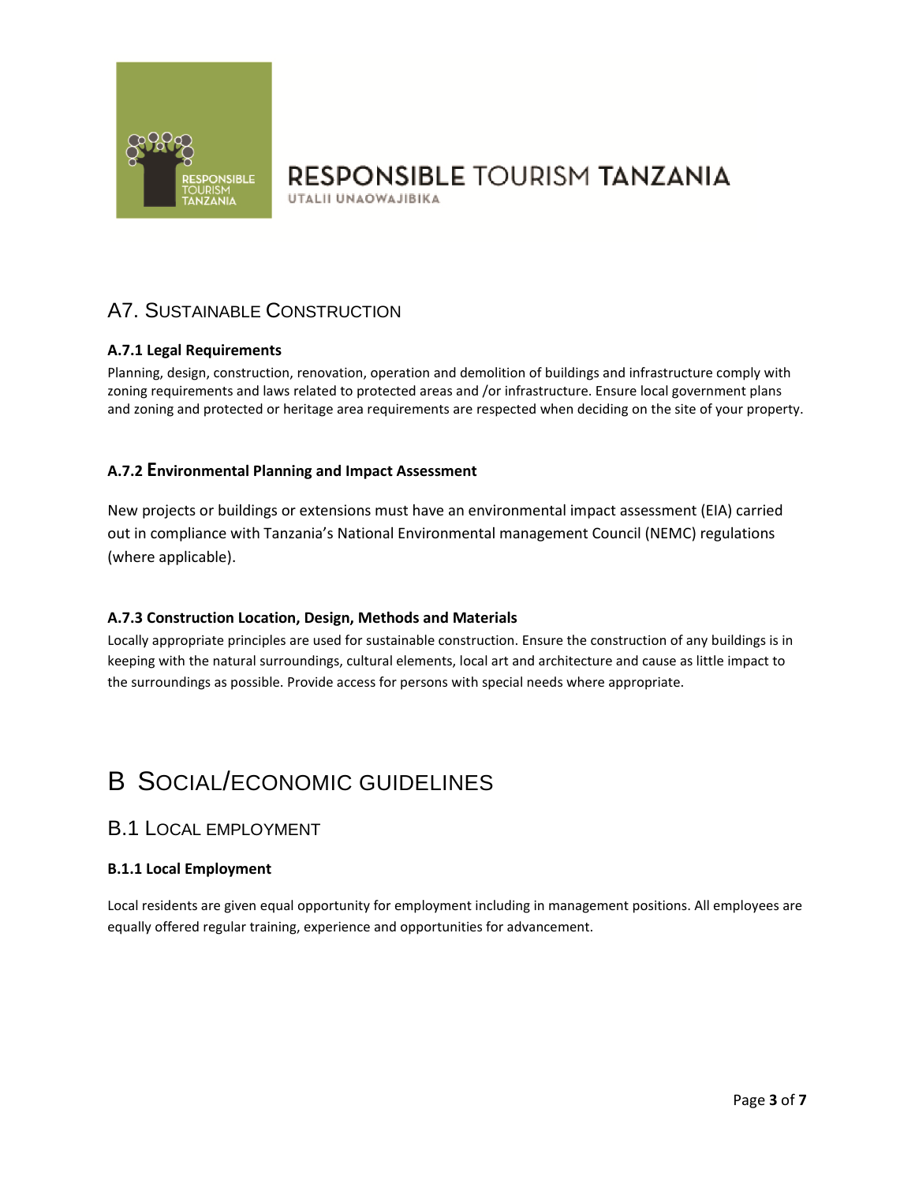## A7. Sustainable Construction

**A.7.1 Legal Requirements**

Planning, design, construction, renovation, operation and demolition of buildings and infrastructure comply with zoning requirements and laws related to protected areas and /or infrastructure. Ensure local government plans and zoning and protected or heritage area requirements are respected when deciding on the site of your property.

**A.7.2 Environmental Planning and Impact Assessment**

New projects or buildings or extensions must have an environmental impact assessment (EIA) carried out in compliance with Tanzania's National Environmental management Council (NEMC) regulations (where applicable).

**A.7.3 Construction Location, Design, Methods and Materials**

Locally appropriate principles are used for sustainable construction. Ensure the construction of any buildings is in keeping with the natural surroundings, cultural elements, local art and architecture and cause as little impact to the surroundings as possible. Provide access for persons with special needs where appropriate.

# B Social/economic guidelines

## B.1 Local employment

**B.1.1 Local Employment**

Local residents are given equal opportunity for employment including in management positions. All employees are equally offered regular training, experience and opportunities for advancement.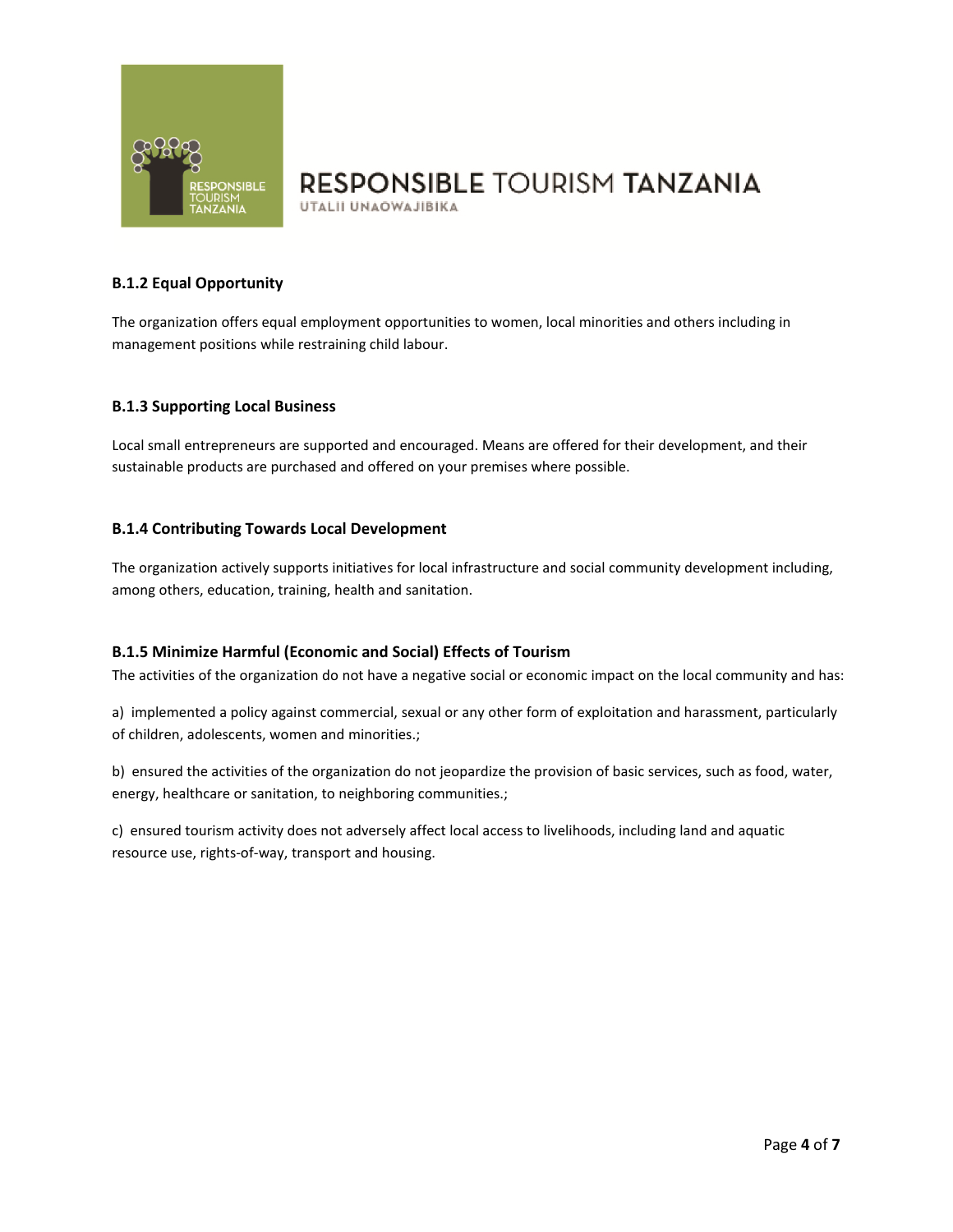### B.1.2 Equal Opportunity

The organization offers equal employment opportunities to women, local minorities and others including in management positions while restraining child labour.

### B.1.3 Supporting Local Business

Local small entrepreneurs are supported and encouraged. Means are offered for their development, and their sustainable products are purchased and offered on your premises where possible.

### B.1.4 Contributing Towards Local Development

The organization actively supports initiatives for local infrastructure and social community development including, among others, education, training, health and sanitation.

### B.1.5 Minimize Harmful (Economic and Social) Effects of Tourism

The activities of the organization do not have a negative social or economic impact on the local community and has:

a) implemented a policy against commercial, sexual or any other form of exploitation and harassment, particularly of children, adolescents, women and minorities.;

b) ensured the activities of the organization do not jeopardize the provision of basic services, such as food, water, energy, healthcare or sanitation, to neighboring communities.;

c) ensured tourism activity does not adversely affect local access to livelihoods, including land and aquatic resource use, rights-of-way, transport and housing.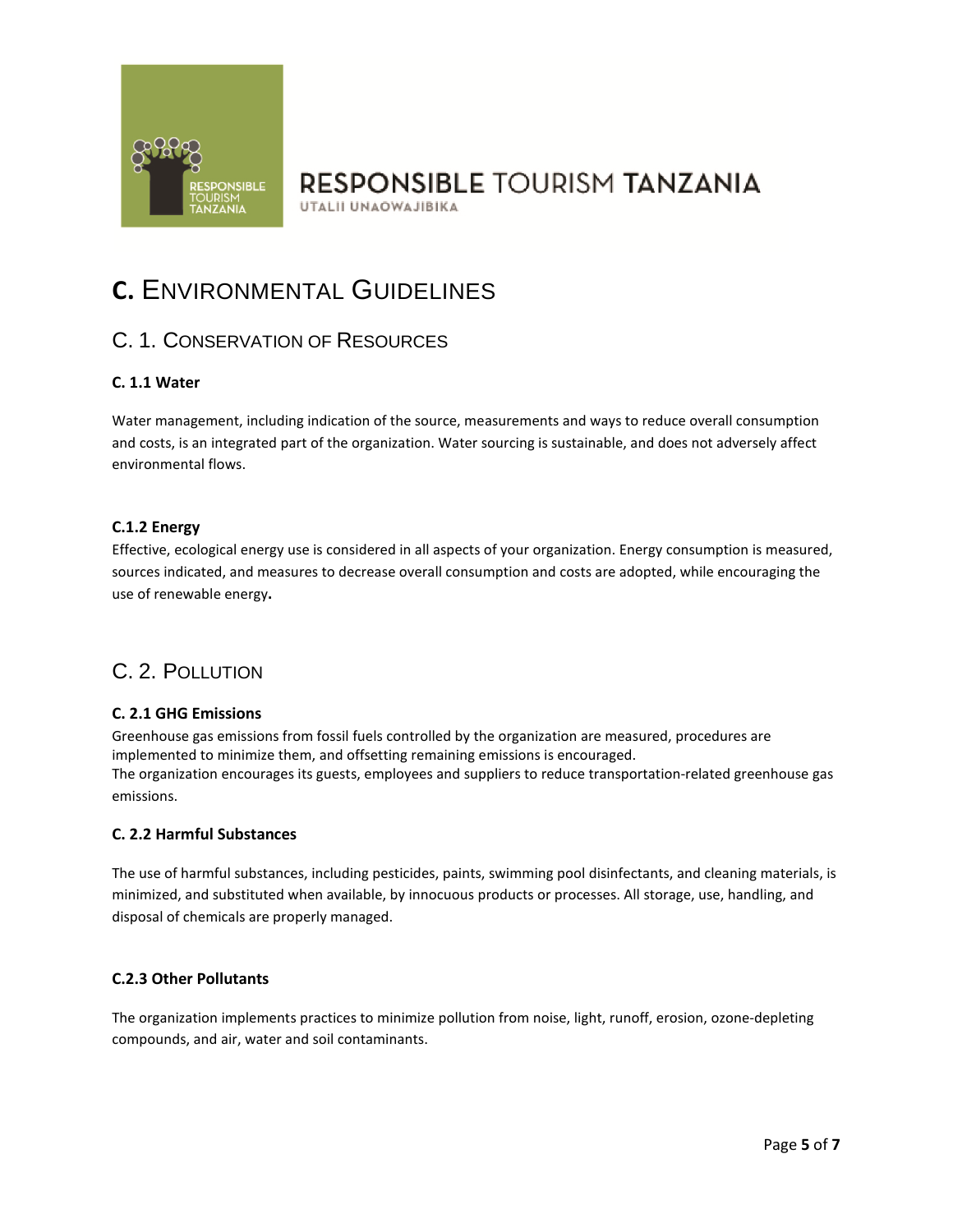# C. Environmental Guidelines

## C. 1. Conservation of Resources

### C. 1.1 Water

Water management, including indication of the source, measurements and ways to reduce overall consumption and costs, is an integrated part of the organization. Water sourcing is sustainable, and does not adversely affect environmental flows.

### C.1.2 Energy

Effective, ecological energy use is considered in all aspects of your organization. Energy consumption is measured, sources indicated, and measures to decrease overall consumption and costs are adopted, while encouraging the use of renewable energy**.**

## C. 2. Pollution

### C. 2.1 GHG Emissions

Greenhouse gas emissions from fossil fuels controlled by the organization are measured, procedures are implemented to minimize them, and offsetting remaining emissions is encouraged.
The organization encourages its guests, employees and suppliers to reduce transportation-related greenhouse gas emissions.

### C. 2.2 Harmful Substances

The use of harmful substances, including pesticides, paints, swimming pool disinfectants, and cleaning materials, is minimized, and substituted when available, by innocuous products or processes. All storage, use, handling, and disposal of chemicals are properly managed.

### C.2.3 Other Pollutants

The organization implements practices to minimize pollution from noise, light, runoff, erosion, ozone-depleting compounds, and air, water and soil contaminants.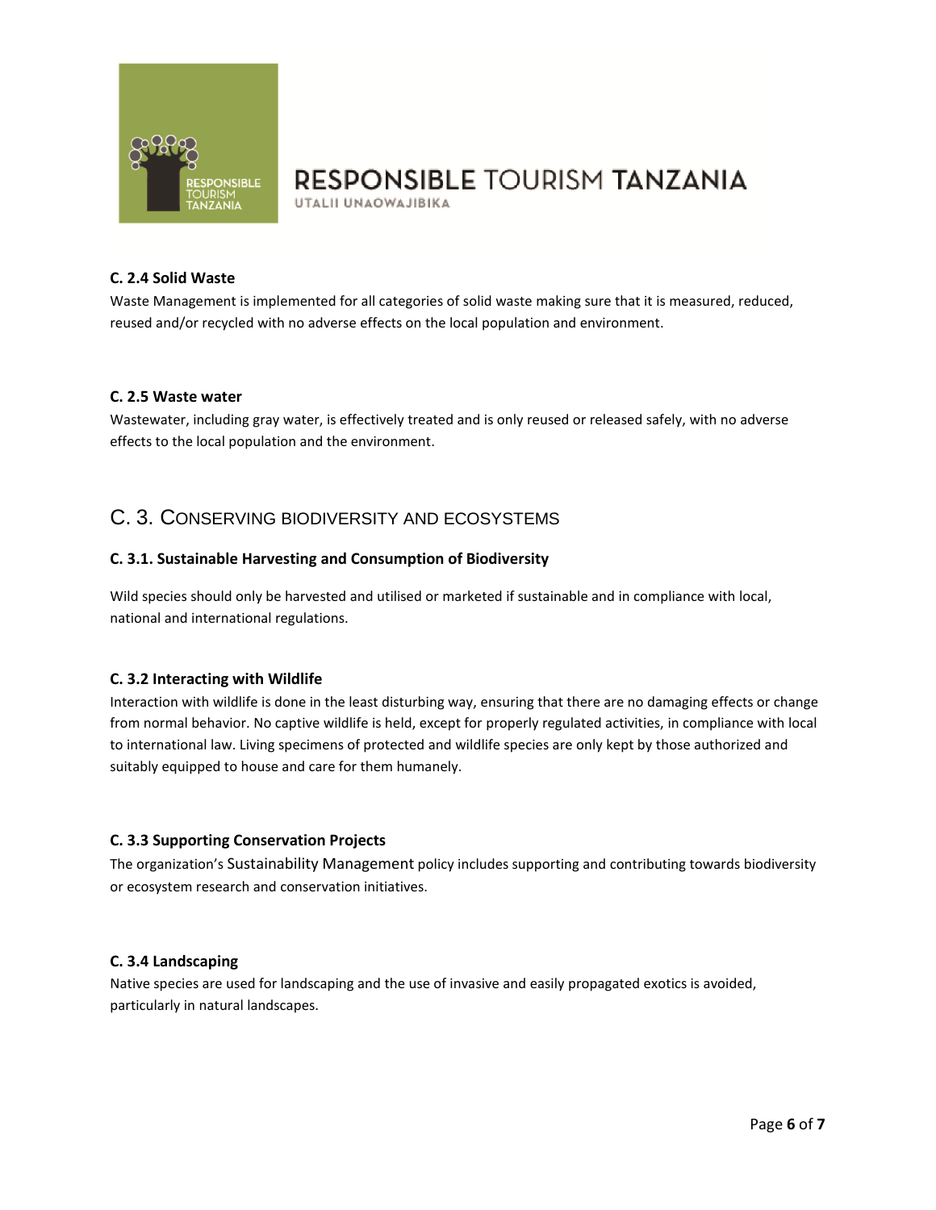#### C. 2.4 Solid Waste

Waste Management is implemented for all categories of solid waste making sure that it is measured, reduced, reused and/or recycled with no adverse effects on the local population and environment.

#### C. 2.5 Waste water

Wastewater, including gray water, is effectively treated and is only reused or released safely, with no adverse effects to the local population and the environment.

## C. 3. Conserving biodiversity and ecosystems

#### C. 3.1. Sustainable Harvesting and Consumption of Biodiversity

Wild species should only be harvested and utilised or marketed if sustainable and in compliance with local, national and international regulations.

#### C. 3.2 Interacting with Wildlife

Interaction with wildlife is done in the least disturbing way, ensuring that there are no damaging effects or change from normal behavior. No captive wildlife is held, except for properly regulated activities, in compliance with local to international law. Living specimens of protected and wildlife species are only kept by those authorized and suitably equipped to house and care for them humanely.

#### C. 3.3 Supporting Conservation Projects

The organization's Sustainability Management policy includes supporting and contributing towards biodiversity or ecosystem research and conservation initiatives.

#### C. 3.4 Landscaping

Native species are used for landscaping and the use of invasive and easily propagated exotics is avoided, particularly in natural landscapes.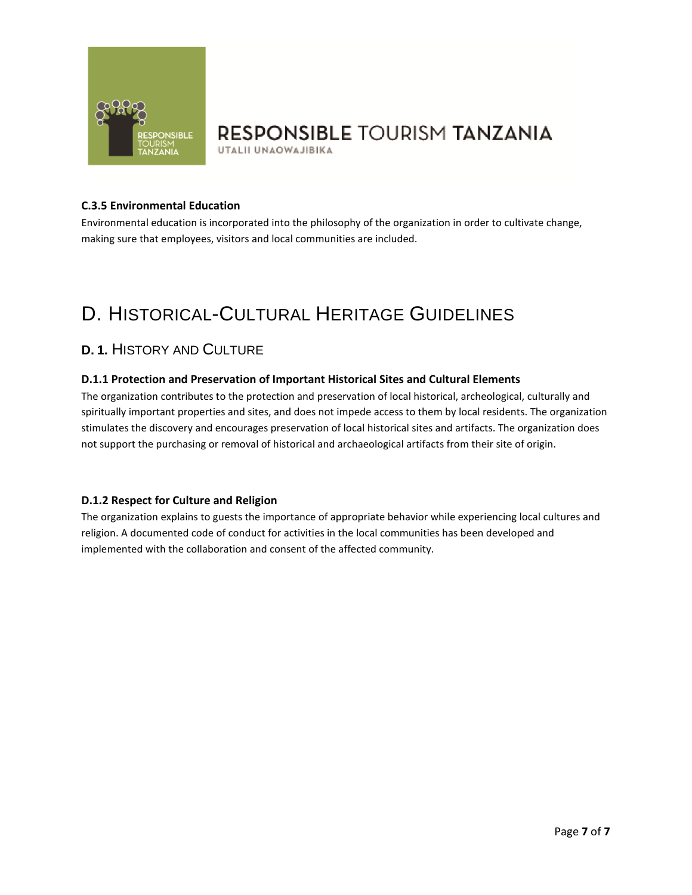#### C.3.5 Environmental Education

Environmental education is incorporated into the philosophy of the organization in order to cultivate change, making sure that employees, visitors and local communities are included.

# D. Historical-Cultural Heritage Guidelines

## D. 1. History and Culture

#### D.1.1 Protection and Preservation of Important Historical Sites and Cultural Elements

The organization contributes to the protection and preservation of local historical, archeological, culturally and spiritually important properties and sites, and does not impede access to them by local residents. The organization stimulates the discovery and encourages preservation of local historical sites and artifacts. The organization does not support the purchasing or removal of historical and archaeological artifacts from their site of origin.

#### D.1.2 Respect for Culture and Religion

The organization explains to guests the importance of appropriate behavior while experiencing local cultures and religion. A documented code of conduct for activities in the local communities has been developed and implemented with the collaboration and consent of the affected community.